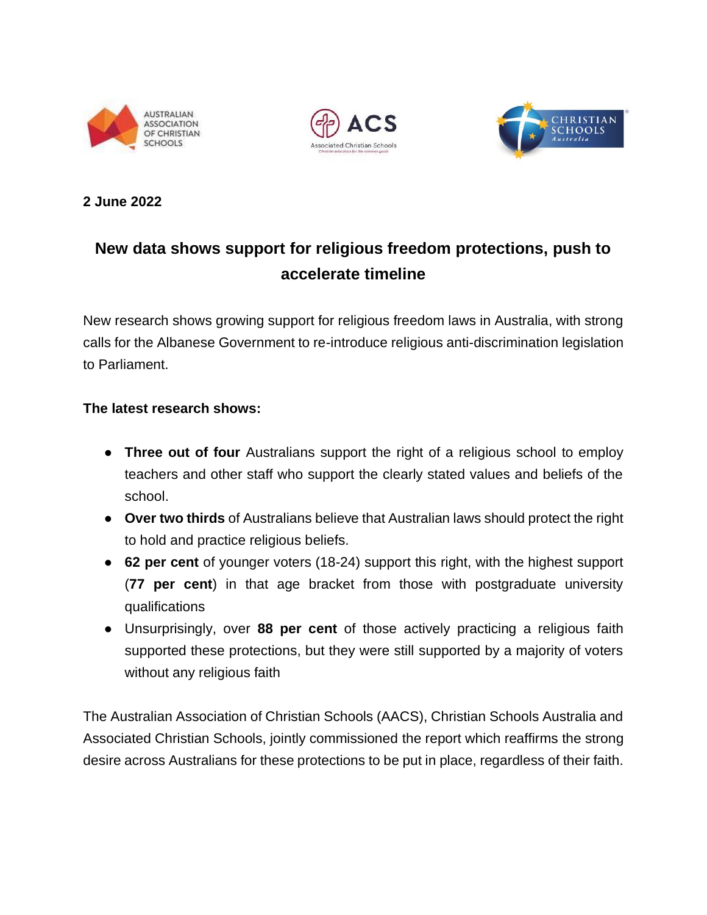**2 June 2022**

# New data shows support for religious freedom protections, push to accelerate timeline

New research shows growing support for religious freedom laws in Australia, with strong calls for the Albanese Government to re-introduce religious anti-discrimination legislation to Parliament.

**The latest research shows:**

- **Three out of four** Australians support the right of a religious school to employ teachers and other staff who support the clearly stated values and beliefs of the school.
- **Over two thirds** of Australians believe that Australian laws should protect the right to hold and practice religious beliefs.
- **62 per cent** of younger voters (18-24) support this right, with the highest support (**77 per cent**) in that age bracket from those with postgraduate university qualifications
- Unsurprisingly, over **88 per cent** of those actively practicing a religious faith supported these protections, but they were still supported by a majority of voters without any religious faith

The Australian Association of Christian Schools (AACS), Christian Schools Australia and Associated Christian Schools, jointly commissioned the report which reaffirms the strong desire across Australians for these protections to be put in place, regardless of their faith.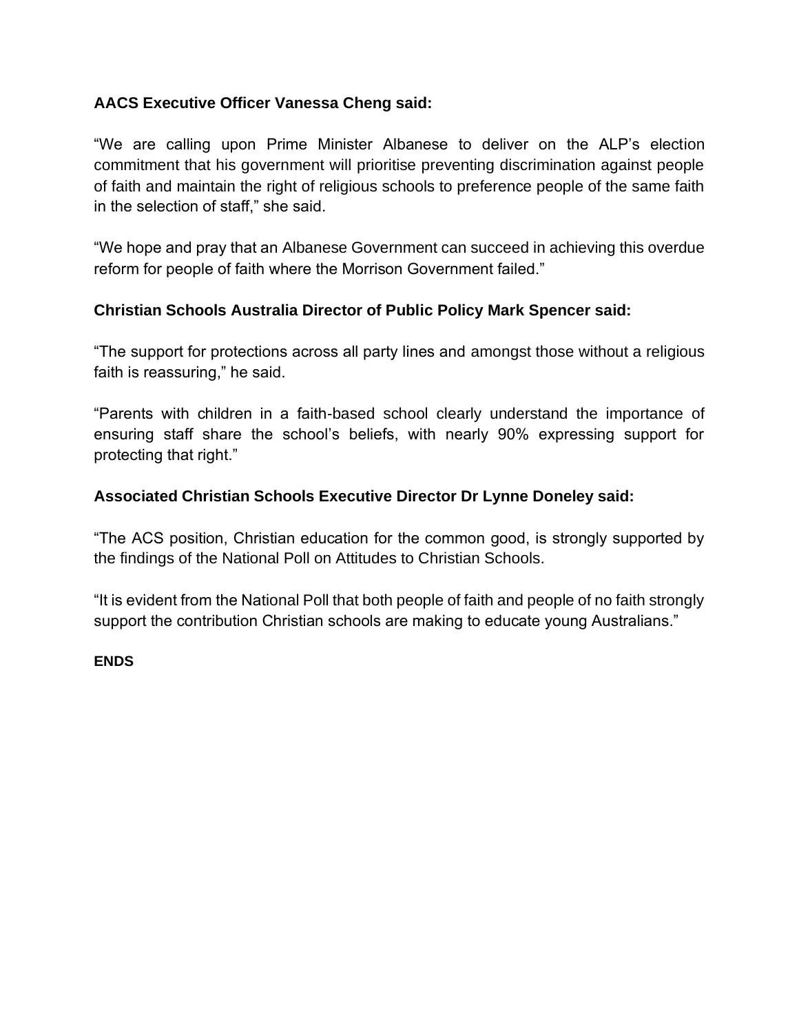**AACS Executive Officer Vanessa Cheng said:**

“We are calling upon Prime Minister Albanese to deliver on the ALP’s election commitment that his government will prioritise preventing discrimination against people of faith and maintain the right of religious schools to preference people of the same faith in the selection of staff,” she said.

“We hope and pray that an Albanese Government can succeed in achieving this overdue reform for people of faith where the Morrison Government failed.”

**Christian Schools Australia Director of Public Policy Mark Spencer said:**

“The support for protections across all party lines and amongst those without a religious faith is reassuring,” he said.

“Parents with children in a faith-based school clearly understand the importance of ensuring staff share the school’s beliefs, with nearly 90% expressing support for protecting that right.”

**Associated Christian Schools Executive Director Dr Lynne Doneley said:**

“The ACS position, Christian education for the common good, is strongly supported by the findings of the National Poll on Attitudes to Christian Schools.

“It is evident from the National Poll that both people of faith and people of no faith strongly support the contribution Christian schools are making to educate young Australians.”

**ENDS**